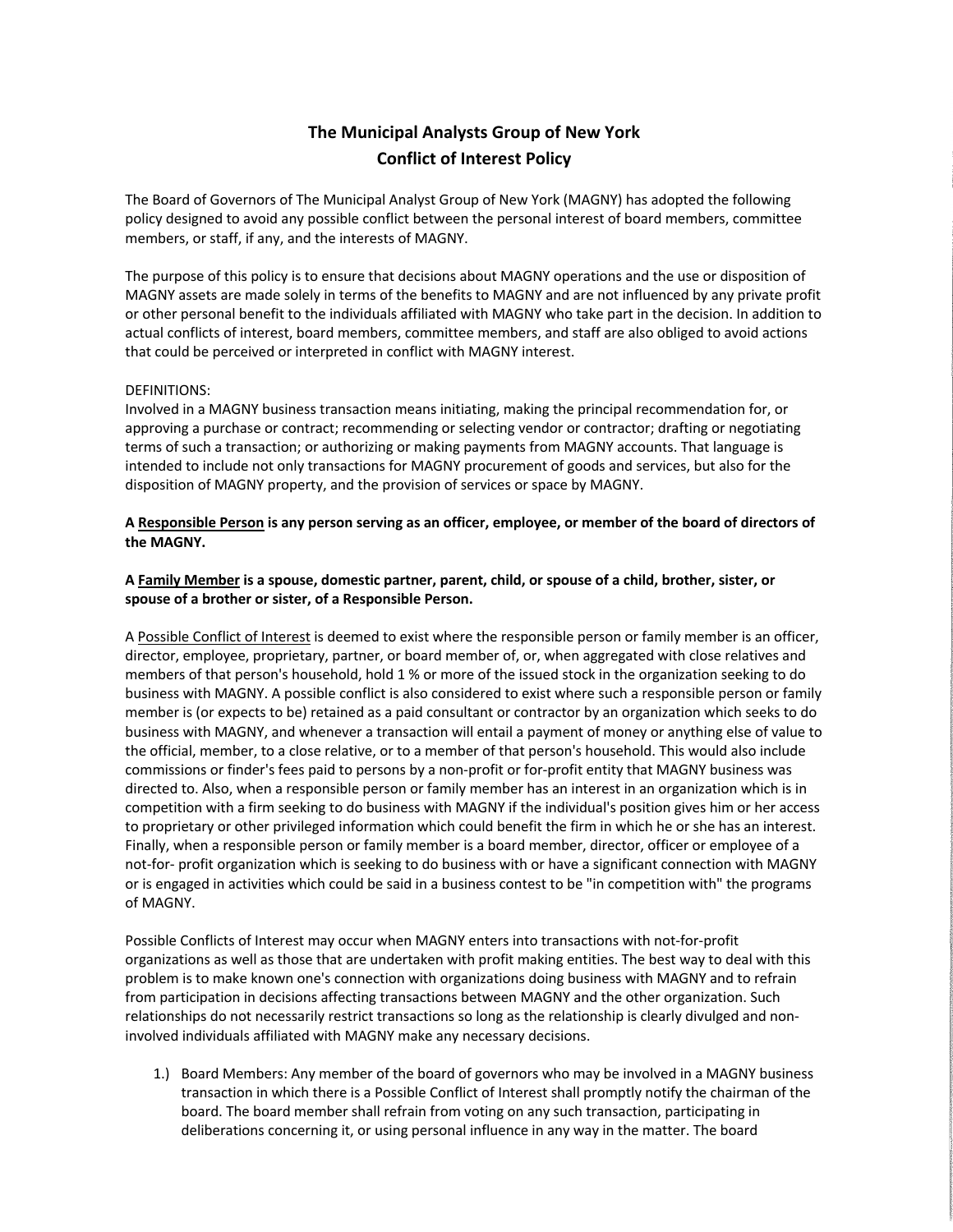# The Municipal Analysts Group of New York
## Conflict of Interest Policy

The Board of Governors of The Municipal Analyst Group of New York (MAGNY) has adopted the following policy designed to avoid any possible conflict between the personal interest of board members, committee members, or staff, if any, and the interests of MAGNY.

The purpose of this policy is to ensure that decisions about MAGNY operations and the use or disposition of MAGNY assets are made solely in terms of the benefits to MAGNY and are not influenced by any private profit or other personal benefit to the individuals affiliated with MAGNY who take part in the decision. In addition to actual conflicts of interest, board members, committee members, and staff are also obliged to avoid actions that could be perceived or interpreted in conflict with MAGNY interest.

DEFINITIONS:
Involved in a MAGNY business transaction means initiating, making the principal recommendation for, or approving a purchase or contract; recommending or selecting vendor or contractor; drafting or negotiating terms of such a transaction; or authorizing or making payments from MAGNY accounts. That language is intended to include not only transactions for MAGNY procurement of goods and services, but also for the disposition of MAGNY property, and the provision of services or space by MAGNY.

**A Responsible Person is any person serving as an officer, employee, or member of the board of directors of the MAGNY.**

**A Family Member is a spouse, domestic partner, parent, child, or spouse of a child, brother, sister, or spouse of a brother or sister, of a Responsible Person.**

A Possible Conflict of Interest is deemed to exist where the responsible person or family member is an officer, director, employee, proprietary, partner, or board member of, or, when aggregated with close relatives and members of that person's household, hold 1 % or more of the issued stock in the organization seeking to do business with MAGNY. A possible conflict is also considered to exist where such a responsible person or family member is (or expects to be) retained as a paid consultant or contractor by an organization which seeks to do business with MAGNY, and whenever a transaction will entail a payment of money or anything else of value to the official, member, to a close relative, or to a member of that person's household. This would also include commissions or finder's fees paid to persons by a non-profit or for-profit entity that MAGNY business was directed to. Also, when a responsible person or family member has an interest in an organization which is in competition with a firm seeking to do business with MAGNY if the individual's position gives him or her access to proprietary or other privileged information which could benefit the firm in which he or she has an interest. Finally, when a responsible person or family member is a board member, director, officer or employee of a not-for- profit organization which is seeking to do business with or have a significant connection with MAGNY or is engaged in activities which could be said in a business contest to be "in competition with" the programs of MAGNY.

Possible Conflicts of Interest may occur when MAGNY enters into transactions with not-for-profit organizations as well as those that are undertaken with profit making entities. The best way to deal with this problem is to make known one's connection with organizations doing business with MAGNY and to refrain from participation in decisions affecting transactions between MAGNY and the other organization. Such relationships do not necessarily restrict transactions so long as the relationship is clearly divulged and non-involved individuals affiliated with MAGNY make any necessary decisions.

1.) Board Members: Any member of the board of governors who may be involved in a MAGNY business transaction in which there is a Possible Conflict of Interest shall promptly notify the chairman of the board. The board member shall refrain from voting on any such transaction, participating in deliberations concerning it, or using personal influence in any way in the matter. The board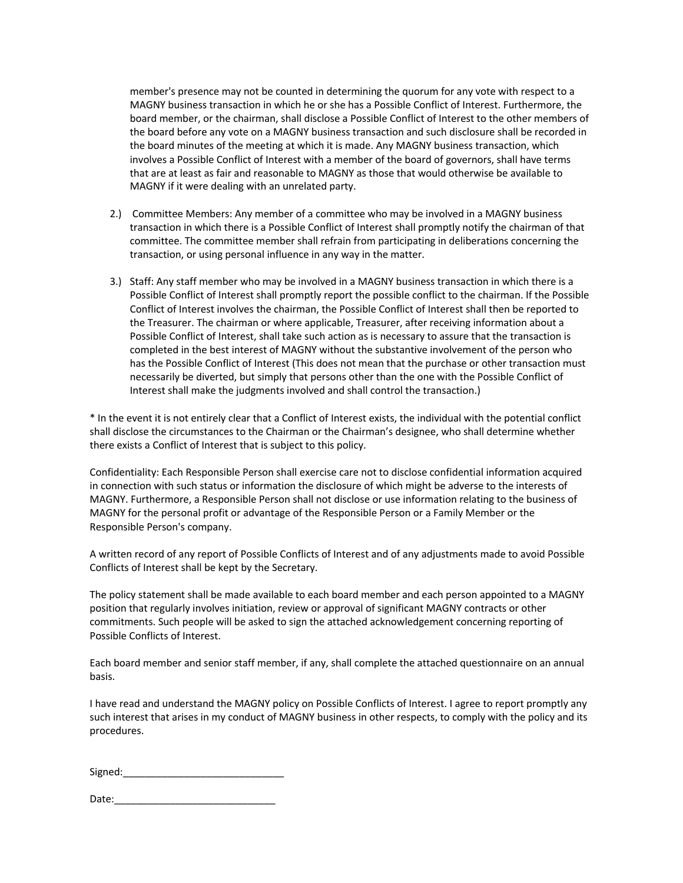member's presence may not be counted in determining the quorum for any vote with respect to a MAGNY business transaction in which he or she has a Possible Conflict of Interest. Furthermore, the board member, or the chairman, shall disclose a Possible Conflict of Interest to the other members of the board before any vote on a MAGNY business transaction and such disclosure shall be recorded in the board minutes of the meeting at which it is made. Any MAGNY business transaction, which involves a Possible Conflict of Interest with a member of the board of governors, shall have terms that are at least as fair and reasonable to MAGNY as those that would otherwise be available to MAGNY if it were dealing with an unrelated party.

2.) Committee Members: Any member of a committee who may be involved in a MAGNY business transaction in which there is a Possible Conflict of Interest shall promptly notify the chairman of that committee. The committee member shall refrain from participating in deliberations concerning the transaction, or using personal influence in any way in the matter.

3.) Staff: Any staff member who may be involved in a MAGNY business transaction in which there is a Possible Conflict of Interest shall promptly report the possible conflict to the chairman. If the Possible Conflict of Interest involves the chairman, the Possible Conflict of Interest shall then be reported to the Treasurer. The chairman or where applicable, Treasurer, after receiving information about a Possible Conflict of Interest, shall take such action as is necessary to assure that the transaction is completed in the best interest of MAGNY without the substantive involvement of the person who has the Possible Conflict of Interest (This does not mean that the purchase or other transaction must necessarily be diverted, but simply that persons other than the one with the Possible Conflict of Interest shall make the judgments involved and shall control the transaction.)

* In the event it is not entirely clear that a Conflict of Interest exists, the individual with the potential conflict shall disclose the circumstances to the Chairman or the Chairman's designee, who shall determine whether there exists a Conflict of Interest that is subject to this policy.

Confidentiality: Each Responsible Person shall exercise care not to disclose confidential information acquired in connection with such status or information the disclosure of which might be adverse to the interests of MAGNY. Furthermore, a Responsible Person shall not disclose or use information relating to the business of MAGNY for the personal profit or advantage of the Responsible Person or a Family Member or the Responsible Person's company.

A written record of any report of Possible Conflicts of Interest and of any adjustments made to avoid Possible Conflicts of Interest shall be kept by the Secretary.

The policy statement shall be made available to each board member and each person appointed to a MAGNY position that regularly involves initiation, review or approval of significant MAGNY contracts or other commitments. Such people will be asked to sign the attached acknowledgement concerning reporting of Possible Conflicts of Interest.

Each board member and senior staff member, if any, shall complete the attached questionnaire on an annual basis.

I have read and understand the MAGNY policy on Possible Conflicts of Interest. I agree to report promptly any such interest that arises in my conduct of MAGNY business in other respects, to comply with the policy and its procedures.

Signed:______________________________

Date:______________________________